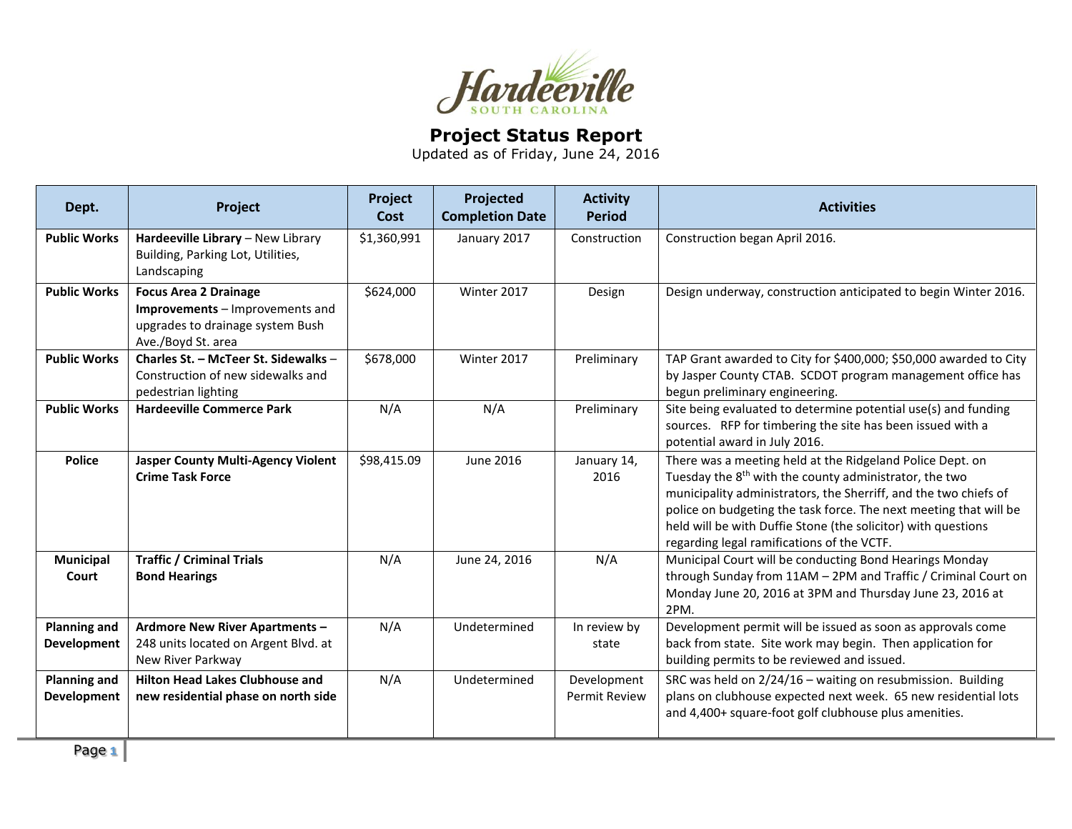Hardeeville
SOUTH CAROLINA

# Project Status Report

Updated as of Friday, June 24, 2016

| Dept. | Project | Project Cost | Projected Completion Date | Activity Period | Activities |
|---|---|---|---|---|---|
| **Public Works** | **Hardeeville Library** – New Library Building, Parking Lot, Utilities, Landscaping | $1,360,991 | January 2017 | Construction | Construction began April 2016. |
| **Public Works** | **Focus Area 2 Drainage Improvements** – Improvements and upgrades to drainage system Bush Ave./Boyd St. area | $624,000 | Winter 2017 | Design | Design underway, construction anticipated to begin Winter 2016. |
| **Public Works** | **Charles St. – McTeer St. Sidewalks** – Construction of new sidewalks and pedestrian lighting | $678,000 | Winter 2017 | Preliminary | TAP Grant awarded to City for $400,000; $50,000 awarded to City by Jasper County CTAB. SCDOT program management office has begun preliminary engineering. |
| **Public Works** | **Hardeeville Commerce Park** | N/A | N/A | Preliminary | Site being evaluated to determine potential use(s) and funding sources. RFP for timbering the site has been issued with a potential award in July 2016. |
| **Police** | **Jasper County Multi-Agency Violent Crime Task Force** | $98,415.09 | June 2016 | January 14, 2016 | There was a meeting held at the Ridgeland Police Dept. on Tuesday the 8th with the county administrator, the two municipality administrators, the Sherriff, and the two chiefs of police on budgeting the task force. The next meeting that will be held will be with Duffie Stone (the solicitor) with questions regarding legal ramifications of the VCTF. |
| **Municipal Court** | **Traffic / Criminal Trials Bond Hearings** | N/A | June 24, 2016 | N/A | Municipal Court will be conducting Bond Hearings Monday through Sunday from 11AM – 2PM and Traffic / Criminal Court on Monday June 20, 2016 at 3PM and Thursday June 23, 2016 at 2PM. |
| **Planning and Development** | **Ardmore New River Apartments –** 248 units located on Argent Blvd. at New River Parkway | N/A | Undetermined | In review by state | Development permit will be issued as soon as approvals come back from state. Site work may begin. Then application for building permits to be reviewed and issued. |
| **Planning and Development** | **Hilton Head Lakes Clubhouse and new residential phase on north side** | N/A | Undetermined | Development Permit Review | SRC was held on 2/24/16 – waiting on resubmission. Building plans on clubhouse expected next week. 65 new residential lots and 4,400+ square-foot golf clubhouse plus amenities. |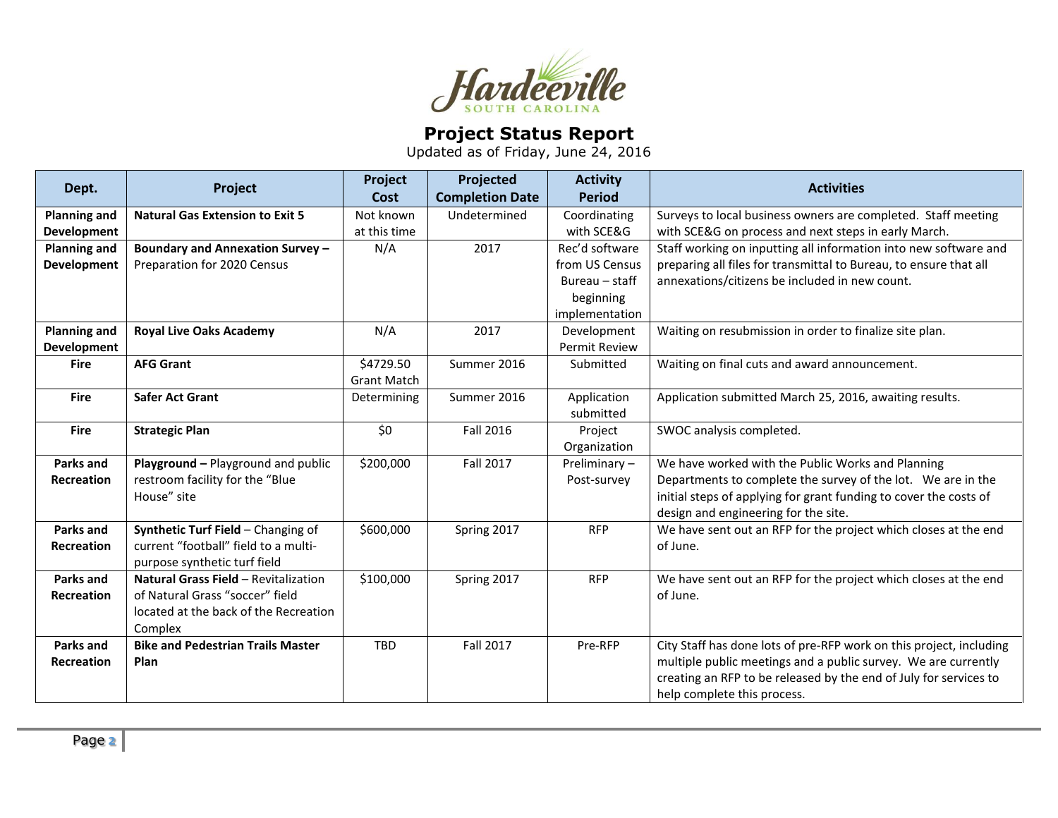Hardeeville
SOUTH CAROLINA

# Project Status Report

Updated as of Friday, June 24, 2016

| Dept. | Project | Project Cost | Projected Completion Date | Activity Period | Activities |
|---|---|---|---|---|---|
| **Planning and Development** | **Natural Gas Extension to Exit 5** | Not known at this time | Undetermined | Coordinating with SCE&G | Surveys to local business owners are completed. Staff meeting with SCE&G on process and next steps in early March. |
| **Planning and Development** | **Boundary and Annexation Survey –** Preparation for 2020 Census | N/A | 2017 | Rec'd software from US Census Bureau – staff beginning implementation | Staff working on inputting all information into new software and preparing all files for transmittal to Bureau, to ensure that all annexations/citizens be included in new count. |
| **Planning and Development** | **Royal Live Oaks Academy** | N/A | 2017 | Development Permit Review | Waiting on resubmission in order to finalize site plan. |
| **Fire** | **AFG Grant** | $4729.50 Grant Match | Summer 2016 | Submitted | Waiting on final cuts and award announcement. |
| **Fire** | **Safer Act Grant** | Determining | Summer 2016 | Application submitted | Application submitted March 25, 2016, awaiting results. |
| **Fire** | **Strategic Plan** | $0 | Fall 2016 | Project Organization | SWOC analysis completed. |
| **Parks and Recreation** | **Playground –** Playground and public restroom facility for the "Blue House" site | $200,000 | Fall 2017 | Preliminary – Post-survey | We have worked with the Public Works and Planning Departments to complete the survey of the lot. We are in the initial steps of applying for grant funding to cover the costs of design and engineering for the site. |
| **Parks and Recreation** | **Synthetic Turf Field** – Changing of current "football" field to a multi-purpose synthetic turf field | $600,000 | Spring 2017 | RFP | We have sent out an RFP for the project which closes at the end of June. |
| **Parks and Recreation** | **Natural Grass Field** – Revitalization of Natural Grass "soccer" field located at the back of the Recreation Complex | $100,000 | Spring 2017 | RFP | We have sent out an RFP for the project which closes at the end of June. |
| **Parks and Recreation** | **Bike and Pedestrian Trails Master Plan** | TBD | Fall 2017 | Pre-RFP | City Staff has done lots of pre-RFP work on this project, including multiple public meetings and a public survey. We are currently creating an RFP to be released by the end of July for services to help complete this process. |